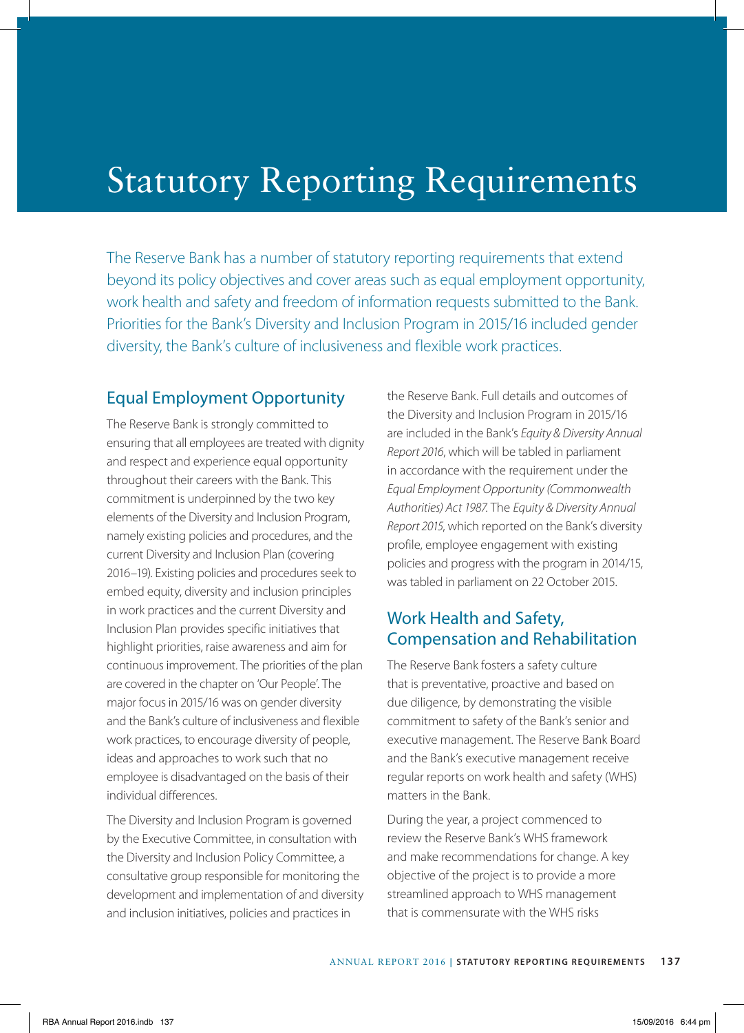# Statutory Reporting Requirements

The Reserve Bank has a number of statutory reporting requirements that extend beyond its policy objectives and cover areas such as equal employment opportunity, work health and safety and freedom of information requests submitted to the Bank. Priorities for the Bank's Diversity and Inclusion Program in 2015/16 included gender diversity, the Bank's culture of inclusiveness and flexible work practices.

## Equal Employment Opportunity

The Reserve Bank is strongly committed to ensuring that all employees are treated with dignity and respect and experience equal opportunity throughout their careers with the Bank. This commitment is underpinned by the two key elements of the Diversity and Inclusion Program, namely existing policies and procedures, and the current Diversity and Inclusion Plan (covering 2016–19). Existing policies and procedures seek to embed equity, diversity and inclusion principles in work practices and the current Diversity and Inclusion Plan provides specific initiatives that highlight priorities, raise awareness and aim for continuous improvement. The priorities of the plan are covered in the chapter on 'Our People'. The major focus in 2015/16 was on gender diversity and the Bank's culture of inclusiveness and flexible work practices, to encourage diversity of people, ideas and approaches to work such that no employee is disadvantaged on the basis of their individual differences.

The Diversity and Inclusion Program is governed by the Executive Committee, in consultation with the Diversity and Inclusion Policy Committee, a consultative group responsible for monitoring the development and implementation of and diversity and inclusion initiatives, policies and practices in the Reserve Bank. Full details and outcomes of the Diversity and Inclusion Program in 2015/16 are included in the Bank's *Equity & Diversity Annual Report 2016*, which will be tabled in parliament in accordance with the requirement under the *Equal Employment Opportunity (Commonwealth Authorities) Act 1987*. The *Equity & Diversity Annual Report 2015*, which reported on the Bank's diversity profile, employee engagement with existing policies and progress with the program in 2014/15, was tabled in parliament on 22 October 2015.

## Work Health and Safety, Compensation and Rehabilitation

The Reserve Bank fosters a safety culture that is preventative, proactive and based on due diligence, by demonstrating the visible commitment to safety of the Bank's senior and executive management. The Reserve Bank Board and the Bank's executive management receive regular reports on work health and safety (WHS) matters in the Bank.

During the year, a project commenced to review the Reserve Bank's WHS framework and make recommendations for change. A key objective of the project is to provide a more streamlined approach to WHS management that is commensurate with the WHS risks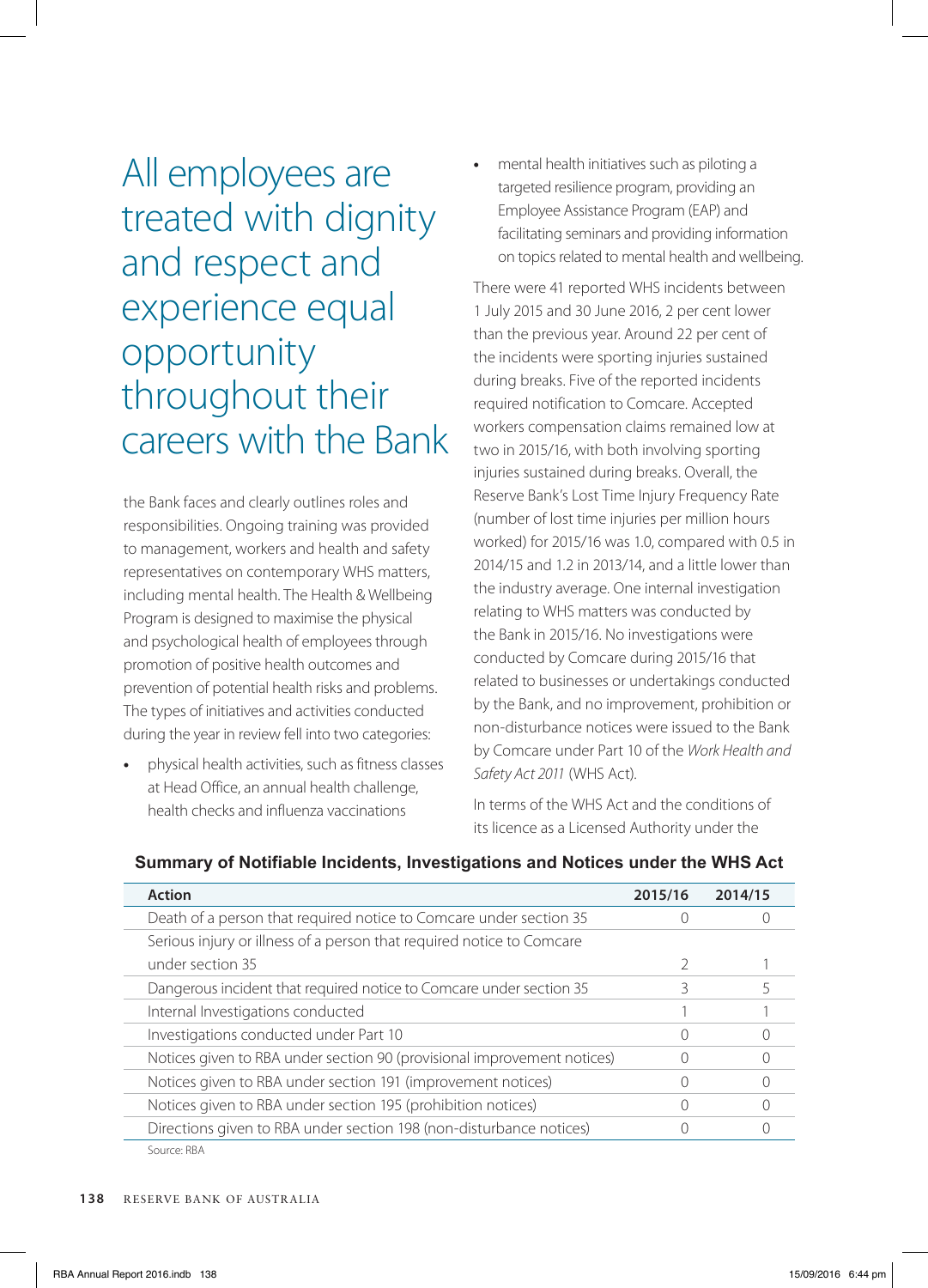> All employees are treated with dignity and respect and experience equal opportunity throughout their careers with the Bank

the Bank faces and clearly outlines roles and responsibilities. Ongoing training was provided to management, workers and health and safety representatives on contemporary WHS matters, including mental health. The Health & Wellbeing Program is designed to maximise the physical and psychological health of employees through promotion of positive health outcomes and prevention of potential health risks and problems. The types of initiatives and activities conducted during the year in review fell into two categories:

- physical health activities, such as fitness classes at Head Office, an annual health challenge, health checks and influenza vaccinations
- mental health initiatives such as piloting a targeted resilience program, providing an Employee Assistance Program (EAP) and facilitating seminars and providing information on topics related to mental health and wellbeing.

There were 41 reported WHS incidents between 1 July 2015 and 30 June 2016, 2 per cent lower than the previous year. Around 22 per cent of the incidents were sporting injuries sustained during breaks. Five of the reported incidents required notification to Comcare. Accepted workers compensation claims remained low at two in 2015/16, with both involving sporting injuries sustained during breaks. Overall, the Reserve Bank's Lost Time Injury Frequency Rate (number of lost time injuries per million hours worked) for 2015/16 was 1.0, compared with 0.5 in 2014/15 and 1.2 in 2013/14, and a little lower than the industry average. One internal investigation relating to WHS matters was conducted by the Bank in 2015/16. No investigations were conducted by Comcare during 2015/16 that related to businesses or undertakings conducted by the Bank, and no improvement, prohibition or non-disturbance notices were issued to the Bank by Comcare under Part 10 of the *Work Health and Safety Act 2011* (WHS Act).

In terms of the WHS Act and the conditions of its licence as a Licensed Authority under the

**Summary of Notifiable Incidents, Investigations and Notices under the WHS Act**

| Action | 2015/16 | 2014/15 |
|---|---|---|
| Death of a person that required notice to Comcare under section 35 | 0 | 0 |
| Serious injury or illness of a person that required notice to Comcare under section 35 | 2 | 1 |
| Dangerous incident that required notice to Comcare under section 35 | 3 | 5 |
| Internal Investigations conducted | 1 | 1 |
| Investigations conducted under Part 10 | 0 | 0 |
| Notices given to RBA under section 90 (provisional improvement notices) | 0 | 0 |
| Notices given to RBA under section 191 (improvement notices) | 0 | 0 |
| Notices given to RBA under section 195 (prohibition notices) | 0 | 0 |
| Directions given to RBA under section 198 (non-disturbance notices) | 0 | 0 |

Source: RBA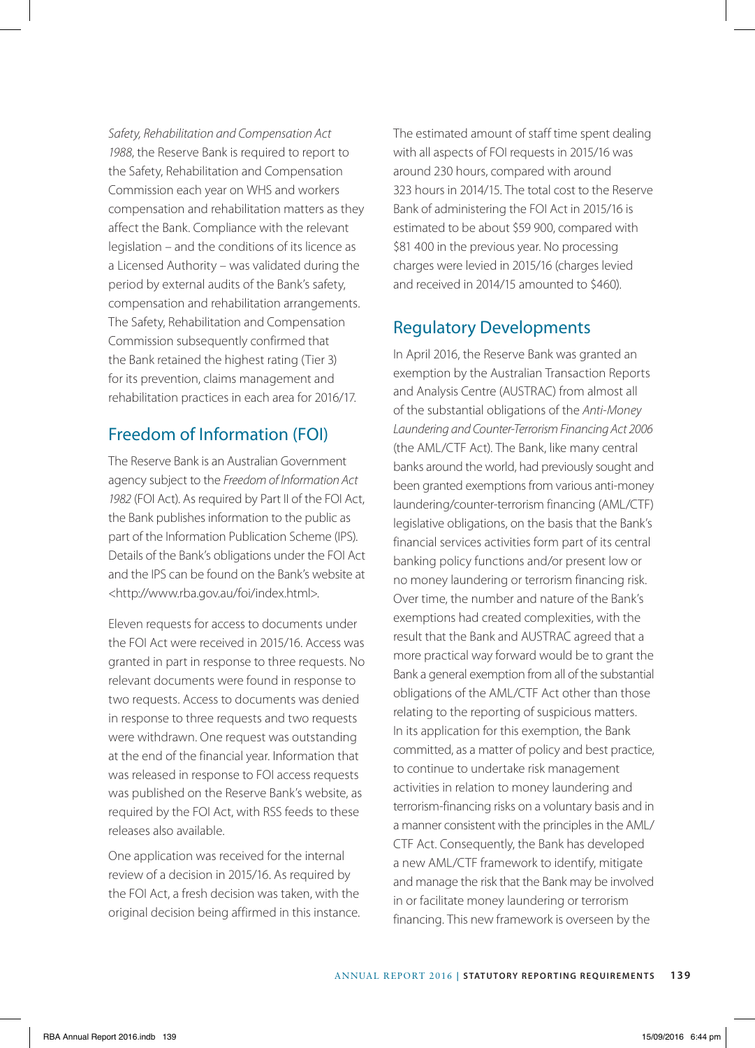*Safety, Rehabilitation and Compensation Act 1988*, the Reserve Bank is required to report to the Safety, Rehabilitation and Compensation Commission each year on WHS and workers compensation and rehabilitation matters as they affect the Bank. Compliance with the relevant legislation – and the conditions of its licence as a Licensed Authority – was validated during the period by external audits of the Bank's safety, compensation and rehabilitation arrangements. The Safety, Rehabilitation and Compensation Commission subsequently confirmed that the Bank retained the highest rating (Tier 3) for its prevention, claims management and rehabilitation practices in each area for 2016/17.

## Freedom of Information (FOI)

The Reserve Bank is an Australian Government agency subject to the *Freedom of Information Act 1982* (FOI Act). As required by Part II of the FOI Act, the Bank publishes information to the public as part of the Information Publication Scheme (IPS). Details of the Bank's obligations under the FOI Act and the IPS can be found on the Bank's website at <http://www.rba.gov.au/foi/index.html>.

Eleven requests for access to documents under the FOI Act were received in 2015/16. Access was granted in part in response to three requests. No relevant documents were found in response to two requests. Access to documents was denied in response to three requests and two requests were withdrawn. One request was outstanding at the end of the financial year. Information that was released in response to FOI access requests was published on the Reserve Bank's website, as required by the FOI Act, with RSS feeds to these releases also available.

One application was received for the internal review of a decision in 2015/16. As required by the FOI Act, a fresh decision was taken, with the original decision being affirmed in this instance.

The estimated amount of staff time spent dealing with all aspects of FOI requests in 2015/16 was around 230 hours, compared with around 323 hours in 2014/15. The total cost to the Reserve Bank of administering the FOI Act in 2015/16 is estimated to be about $59 900, compared with $81 400 in the previous year. No processing charges were levied in 2015/16 (charges levied and received in 2014/15 amounted to $460).

## Regulatory Developments

In April 2016, the Reserve Bank was granted an exemption by the Australian Transaction Reports and Analysis Centre (AUSTRAC) from almost all of the substantial obligations of the *Anti-Money Laundering and Counter-Terrorism Financing Act 2006* (the AML/CTF Act). The Bank, like many central banks around the world, had previously sought and been granted exemptions from various anti-money laundering/counter-terrorism financing (AML/CTF) legislative obligations, on the basis that the Bank's financial services activities form part of its central banking policy functions and/or present low or no money laundering or terrorism financing risk. Over time, the number and nature of the Bank's exemptions had created complexities, with the result that the Bank and AUSTRAC agreed that a more practical way forward would be to grant the Bank a general exemption from all of the substantial obligations of the AML/CTF Act other than those relating to the reporting of suspicious matters. In its application for this exemption, the Bank committed, as a matter of policy and best practice, to continue to undertake risk management activities in relation to money laundering and terrorism-financing risks on a voluntary basis and in a manner consistent with the principles in the AML/CTF Act. Consequently, the Bank has developed a new AML/CTF framework to identify, mitigate and manage the risk that the Bank may be involved in or facilitate money laundering or terrorism financing. This new framework is overseen by the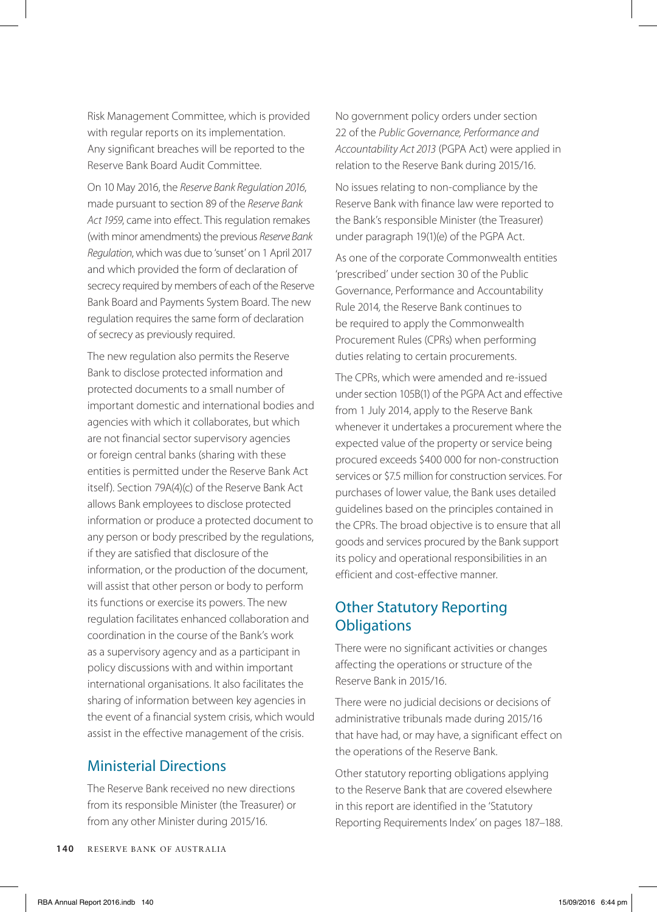Risk Management Committee, which is provided with regular reports on its implementation. Any significant breaches will be reported to the Reserve Bank Board Audit Committee.

On 10 May 2016, the *Reserve Bank Regulation 2016*, made pursuant to section 89 of the *Reserve Bank Act 1959*, came into effect. This regulation remakes (with minor amendments) the previous *Reserve Bank Regulation*, which was due to 'sunset' on 1 April 2017 and which provided the form of declaration of secrecy required by members of each of the Reserve Bank Board and Payments System Board. The new regulation requires the same form of declaration of secrecy as previously required.

The new regulation also permits the Reserve Bank to disclose protected information and protected documents to a small number of important domestic and international bodies and agencies with which it collaborates, but which are not financial sector supervisory agencies or foreign central banks (sharing with these entities is permitted under the Reserve Bank Act itself). Section 79A(4)(c) of the Reserve Bank Act allows Bank employees to disclose protected information or produce a protected document to any person or body prescribed by the regulations, if they are satisfied that disclosure of the information, or the production of the document, will assist that other person or body to perform its functions or exercise its powers. The new regulation facilitates enhanced collaboration and coordination in the course of the Bank's work as a supervisory agency and as a participant in policy discussions with and within important international organisations. It also facilitates the sharing of information between key agencies in the event of a financial system crisis, which would assist in the effective management of the crisis.

## Ministerial Directions

The Reserve Bank received no new directions from its responsible Minister (the Treasurer) or from any other Minister during 2015/16.

No government policy orders under section 22 of the *Public Governance, Performance and Accountability Act 2013* (PGPA Act) were applied in relation to the Reserve Bank during 2015/16.

No issues relating to non-compliance by the Reserve Bank with finance law were reported to the Bank's responsible Minister (the Treasurer) under paragraph 19(1)(e) of the PGPA Act.

As one of the corporate Commonwealth entities 'prescribed' under section 30 of the Public Governance, Performance and Accountability Rule 2014, the Reserve Bank continues to be required to apply the Commonwealth Procurement Rules (CPRs) when performing duties relating to certain procurements.

The CPRs, which were amended and re-issued under section 105B(1) of the PGPA Act and effective from 1 July 2014, apply to the Reserve Bank whenever it undertakes a procurement where the expected value of the property or service being procured exceeds $400 000 for non-construction services or $7.5 million for construction services. For purchases of lower value, the Bank uses detailed guidelines based on the principles contained in the CPRs. The broad objective is to ensure that all goods and services procured by the Bank support its policy and operational responsibilities in an efficient and cost-effective manner.

## Other Statutory Reporting Obligations

There were no significant activities or changes affecting the operations or structure of the Reserve Bank in 2015/16.

There were no judicial decisions or decisions of administrative tribunals made during 2015/16 that have had, or may have, a significant effect on the operations of the Reserve Bank.

Other statutory reporting obligations applying to the Reserve Bank that are covered elsewhere in this report are identified in the 'Statutory Reporting Requirements Index' on pages 187–188.